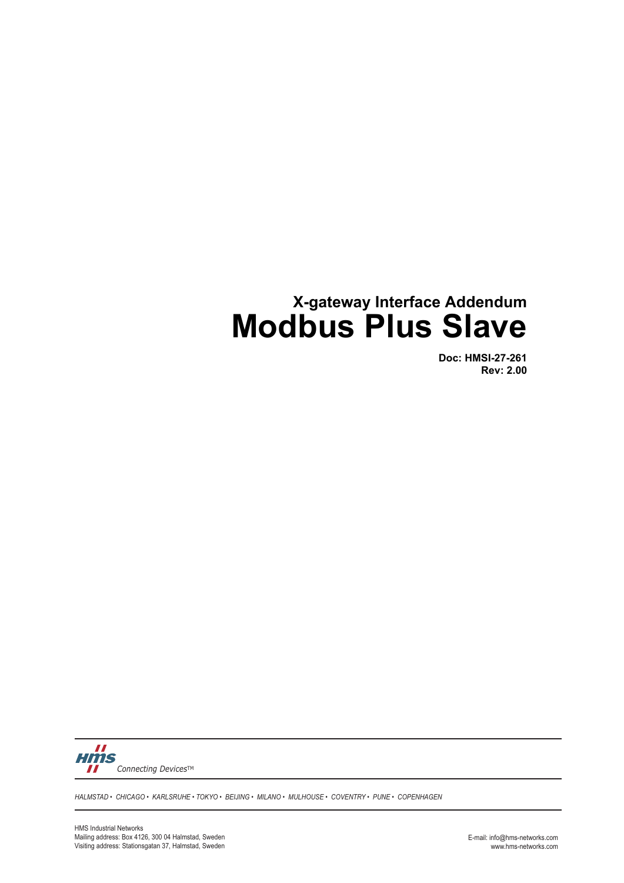## X-gateway Interface Addendum

# Modbus Plus Slave

**Doc: HMSI-27-261**
**Rev: 2.00**

HMS Connecting Devices™

*HALMSTAD • CHICAGO • KARLSRUHE • TOKYO • BEIJING • MILANO • MULHOUSE • COVENTRY • PUNE • COPENHAGEN*

HMS Industrial Networks
Mailing address: Box 4126, 300 04 Halmstad, Sweden
Visiting address: Stationsgatan 37, Halmstad, Sweden

E-mail: info@hms-networks.com
www.hms-networks.com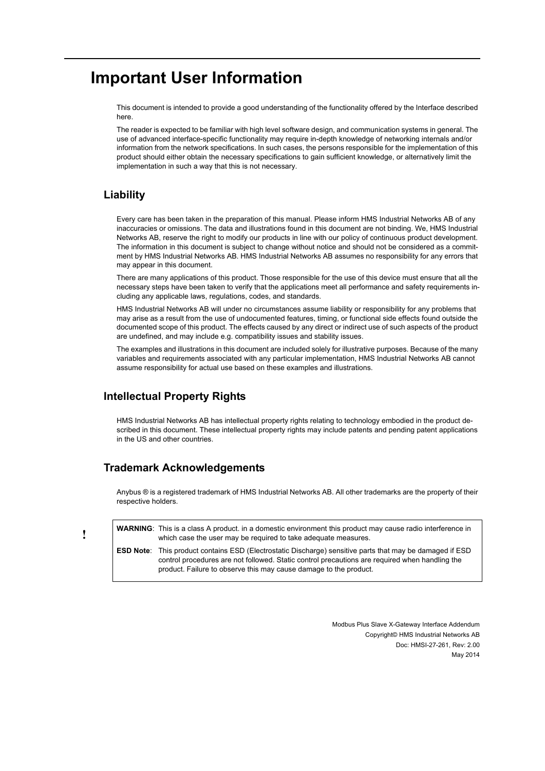# Important User Information

This document is intended to provide a good understanding of the functionality offered by the Interface described here.

The reader is expected to be familiar with high level software design, and communication systems in general. The use of advanced interface-specific functionality may require in-depth knowledge of networking internals and/or information from the network specifications. In such cases, the persons responsible for the implementation of this product should either obtain the necessary specifications to gain sufficient knowledge, or alternatively limit the implementation in such a way that this is not necessary.

## Liability

Every care has been taken in the preparation of this manual. Please inform HMS Industrial Networks AB of any inaccuracies or omissions. The data and illustrations found in this document are not binding. We, HMS Industrial Networks AB, reserve the right to modify our products in line with our policy of continuous product development. The information in this document is subject to change without notice and should not be considered as a commitment by HMS Industrial Networks AB. HMS Industrial Networks AB assumes no responsibility for any errors that may appear in this document.

There are many applications of this product. Those responsible for the use of this device must ensure that all the necessary steps have been taken to verify that the applications meet all performance and safety requirements including any applicable laws, regulations, codes, and standards.

HMS Industrial Networks AB will under no circumstances assume liability or responsibility for any problems that may arise as a result from the use of undocumented features, timing, or functional side effects found outside the documented scope of this product. The effects caused by any direct or indirect use of such aspects of the product are undefined, and may include e.g. compatibility issues and stability issues.

The examples and illustrations in this document are included solely for illustrative purposes. Because of the many variables and requirements associated with any particular implementation, HMS Industrial Networks AB cannot assume responsibility for actual use based on these examples and illustrations.

## Intellectual Property Rights

HMS Industrial Networks AB has intellectual property rights relating to technology embodied in the product described in this document. These intellectual property rights may include patents and pending patent applications in the US and other countries.

## Trademark Acknowledgements

Anybus ® is a registered trademark of HMS Industrial Networks AB. All other trademarks are the property of their respective holders.

!

**WARNING**: This is a class A product. in a domestic environment this product may cause radio interference in which case the user may be required to take adequate measures.

**ESD Note**: This product contains ESD (Electrostatic Discharge) sensitive parts that may be damaged if ESD control procedures are not followed. Static control precautions are required when handling the product. Failure to observe this may cause damage to the product.

Modbus Plus Slave X-Gateway Interface Addendum
Copyright© HMS Industrial Networks AB
Doc: HMSI-27-261, Rev: 2.00
May 2014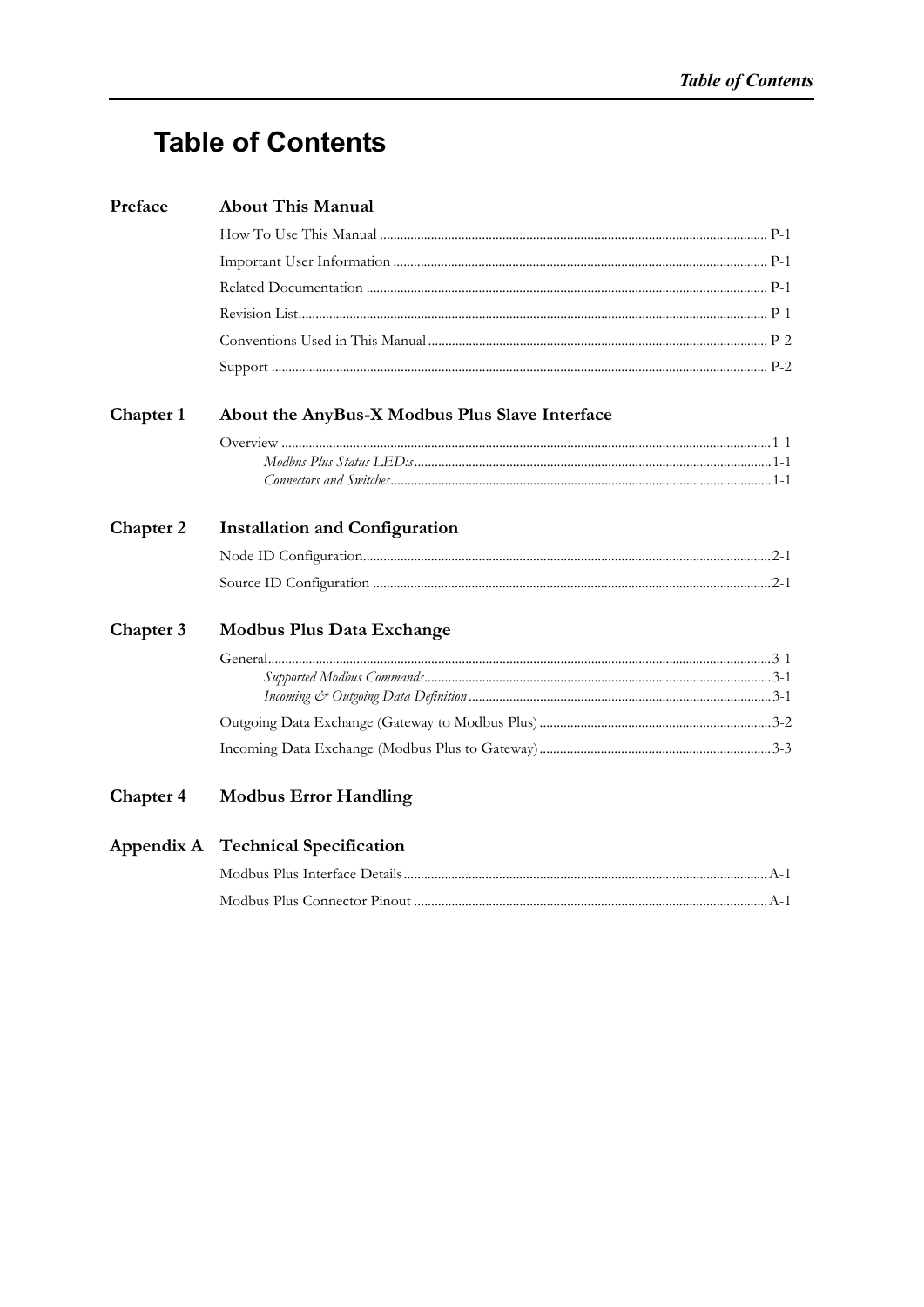# Table of Contents

## Preface — About This Manual

How To Use This Manual ... P-1

Important User Information ... P-1

Related Documentation ... P-1

Revision List ... P-1

Conventions Used in This Manual ... P-2

Support ... P-2

## Chapter 1 — About the AnyBus-X Modbus Plus Slave Interface

Overview ... 1-1

- *Modbus Plus Status LED:s* ... 1-1
- *Connectors and Switches* ... 1-1

## Chapter 2 — Installation and Configuration

Node ID Configuration ... 2-1

Source ID Configuration ... 2-1

## Chapter 3 — Modbus Plus Data Exchange

General ... 3-1

- *Supported Modbus Commands* ... 3-1
- *Incoming & Outgoing Data Definition* ... 3-1

Outgoing Data Exchange (Gateway to Modbus Plus) ... 3-2

Incoming Data Exchange (Modbus Plus to Gateway) ... 3-3

## Chapter 4 — Modbus Error Handling

## Appendix A — Technical Specification

Modbus Plus Interface Details ... A-1

Modbus Plus Connector Pinout ... A-1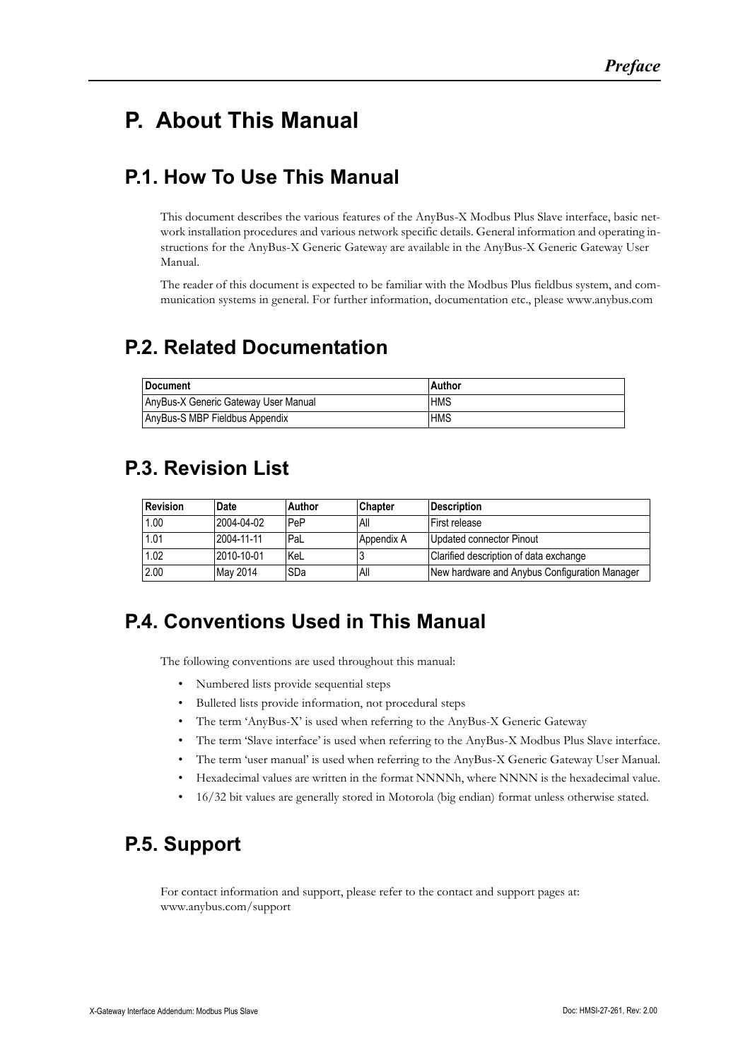# P. About This Manual

## P.1. How To Use This Manual

This document describes the various features of the AnyBus-X Modbus Plus Slave interface, basic network installation procedures and various network specific details. General information and operating instructions for the AnyBus-X Generic Gateway are available in the AnyBus-X Generic Gateway User Manual.

The reader of this document is expected to be familiar with the Modbus Plus fieldbus system, and communication systems in general. For further information, documentation etc., please www.anybus.com

## P.2. Related Documentation

| Document | Author |
|---|---|
| AnyBus-X Generic Gateway User Manual | HMS |
| AnyBus-S MBP Fieldbus Appendix | HMS |

## P.3. Revision List

| Revision | Date | Author | Chapter | Description |
|---|---|---|---|---|
| 1.00 | 2004-04-02 | PeP | All | First release |
| 1.01 | 2004-11-11 | PaL | Appendix A | Updated connector Pinout |
| 1.02 | 2010-10-01 | KeL | 3 | Clarified description of data exchange |
| 2.00 | May 2014 | SDa | All | New hardware and Anybus Configuration Manager |

## P.4. Conventions Used in This Manual

The following conventions are used throughout this manual:

- Numbered lists provide sequential steps
- Bulleted lists provide information, not procedural steps
- The term 'AnyBus-X' is used when referring to the AnyBus-X Generic Gateway
- The term 'Slave interface' is used when referring to the AnyBus-X Modbus Plus Slave interface.
- The term 'user manual' is used when referring to the AnyBus-X Generic Gateway User Manual.
- Hexadecimal values are written in the format NNNNh, where NNNN is the hexadecimal value.
- 16/32 bit values are generally stored in Motorola (big endian) format unless otherwise stated.

## P.5. Support

For contact information and support, please refer to the contact and support pages at: www.anybus.com/support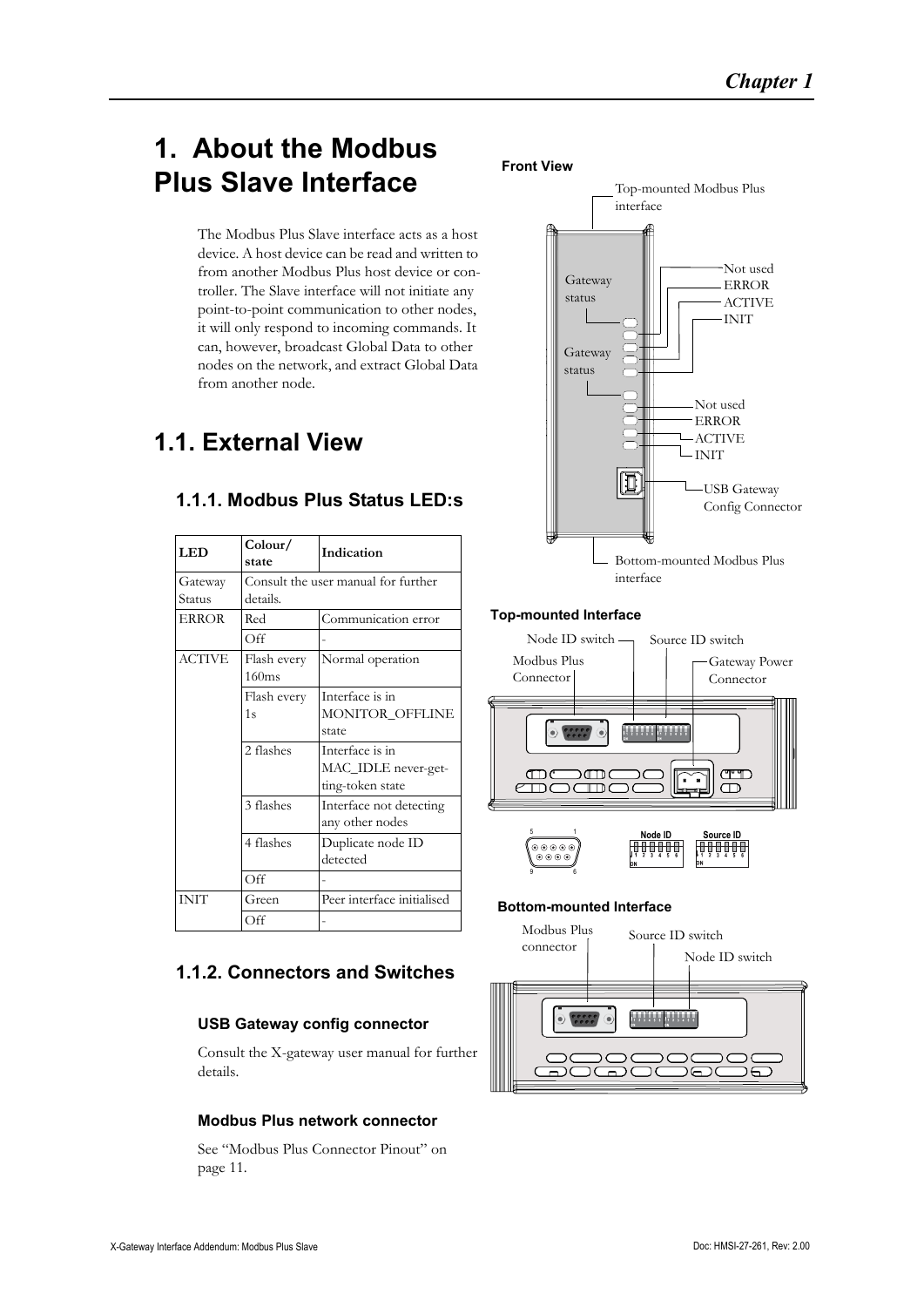# 1. About the Modbus Plus Slave Interface

The Modbus Plus Slave interface acts as a host device. A host device can be read and written to from another Modbus Plus host device or controller. The Slave interface will not initiate any point-to-point communication to other nodes, it will only respond to incoming commands. It can, however, broadcast Global Data to other nodes on the network, and extract Global Data from another node.

## 1.1. External View

### 1.1.1. Modbus Plus Status LED:s

| LED | Colour/ state | Indication |
|---|---|---|
| Gateway Status | Consult the user manual for further details. | |
| ERROR | Red | Communication error |
| | Off | - |
| ACTIVE | Flash every 160ms | Normal operation |
| | Flash every 1s | Interface is in MONITOR_OFFLINE state |
| | 2 flashes | Interface is in MAC_IDLE never-getting-token state |
| | 3 flashes | Interface not detecting any other nodes |
| | 4 flashes | Duplicate node ID detected |
| | Off | - |
| INIT | Green | Peer interface initialised |
| | Off | - |

### 1.1.2. Connectors and Switches

#### USB Gateway config connector

Consult the X-gateway user manual for further details.

#### Modbus Plus network connector

See "Modbus Plus Connector Pinout" on page 11.

**Front View**

Top-mounted Modbus Plus interface

Gateway status

Gateway status

Not used
ERROR
ACTIVE
INIT

Not used
ERROR
ACTIVE
INIT

USB Gateway Config Connector

Bottom-mounted Modbus Plus interface

**Top-mounted Interface**

Node ID switch
Source ID switch
Modbus Plus Connector
Gateway Power Connector

Node ID
Source ID

**Bottom-mounted Interface**

Modbus Plus connector
Source ID switch
Node ID switch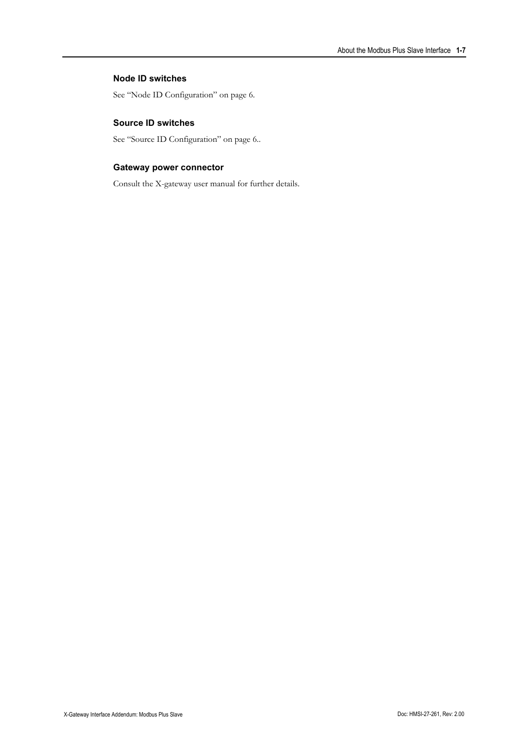#### Node ID switches

See "Node ID Configuration" on page 6.

#### Source ID switches

See "Source ID Configuration" on page 6..

#### Gateway power connector

Consult the X-gateway user manual for further details.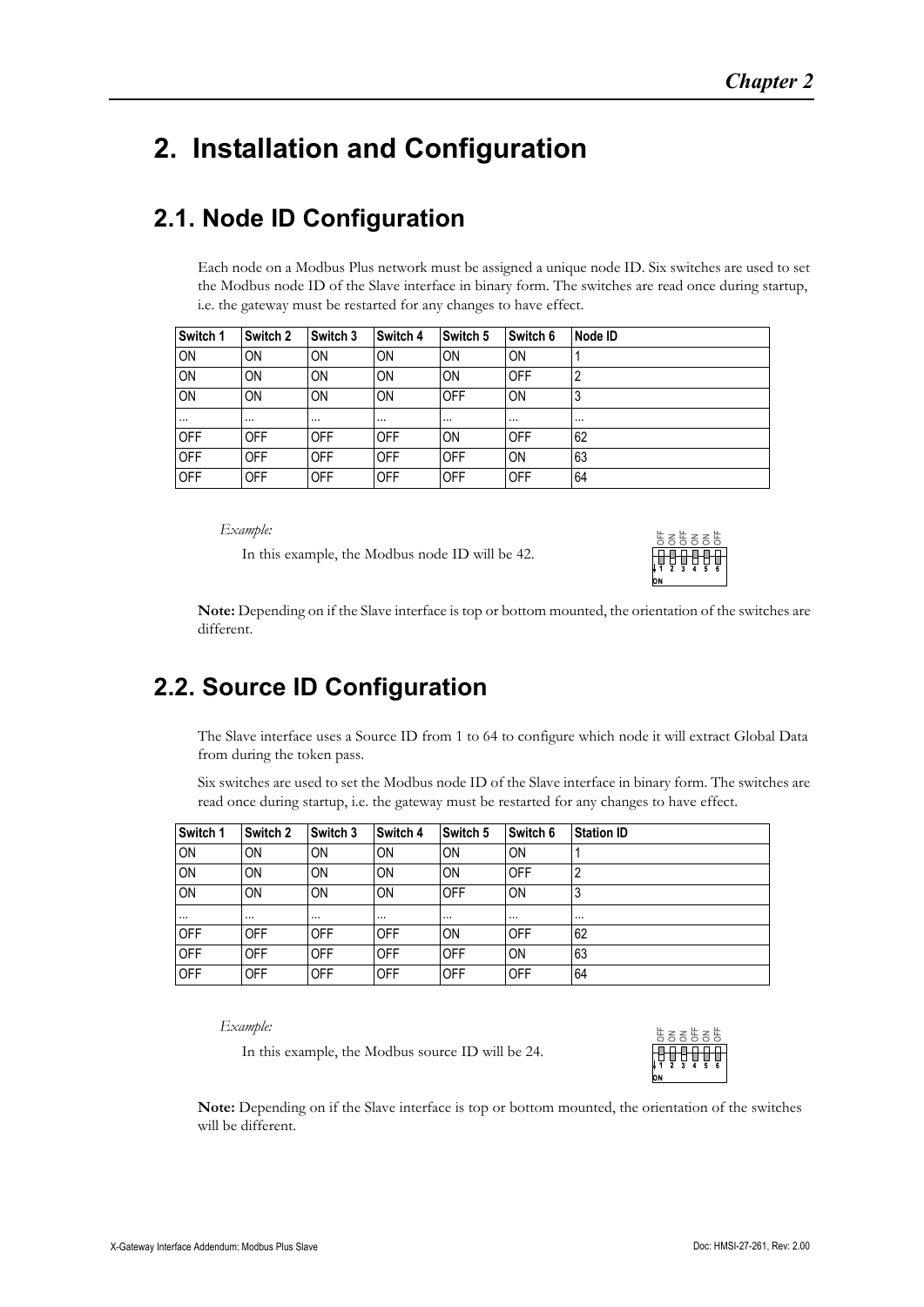# 2. Installation and Configuration

## 2.1. Node ID Configuration

Each node on a Modbus Plus network must be assigned a unique node ID. Six switches are used to set the Modbus node ID of the Slave interface in binary form. The switches are read once during startup, i.e. the gateway must be restarted for any changes to have effect.

| Switch 1 | Switch 2 | Switch 3 | Switch 4 | Switch 5 | Switch 6 | Node ID |
|---|---|---|---|---|---|---|
| ON | ON | ON | ON | ON | ON | 1 |
| ON | ON | ON | ON | ON | OFF | 2 |
| ON | ON | ON | ON | OFF | ON | 3 |
| ... | ... | ... | ... | ... | ... | ... |
| OFF | OFF | OFF | OFF | ON | OFF | 62 |
| OFF | OFF | OFF | OFF | OFF | ON | 63 |
| OFF | OFF | OFF | OFF | OFF | OFF | 64 |

*Example:*

In this example, the Modbus node ID will be 42.

OFF ON OFF ON ON OFF
1 2 3 4 5 6
ON

**Note:** Depending on if the Slave interface is top or bottom mounted, the orientation of the switches are different.

## 2.2. Source ID Configuration

The Slave interface uses a Source ID from 1 to 64 to configure which node it will extract Global Data from during the token pass.

Six switches are used to set the Modbus node ID of the Slave interface in binary form. The switches are read once during startup, i.e. the gateway must be restarted for any changes to have effect.

| Switch 1 | Switch 2 | Switch 3 | Switch 4 | Switch 5 | Switch 6 | Station ID |
|---|---|---|---|---|---|---|
| ON | ON | ON | ON | ON | ON | 1 |
| ON | ON | ON | ON | ON | OFF | 2 |
| ON | ON | ON | ON | OFF | ON | 3 |
| ... | ... | ... | ... | ... | ... | ... |
| OFF | OFF | OFF | OFF | ON | OFF | 62 |
| OFF | OFF | OFF | OFF | OFF | ON | 63 |
| OFF | OFF | OFF | OFF | OFF | OFF | 64 |

*Example:*

In this example, the Modbus source ID will be 24.

OFF ON ON OFF ON OFF
1 2 3 4 5 6
ON

**Note:** Depending on if the Slave interface is top or bottom mounted, the orientation of the switches will be different.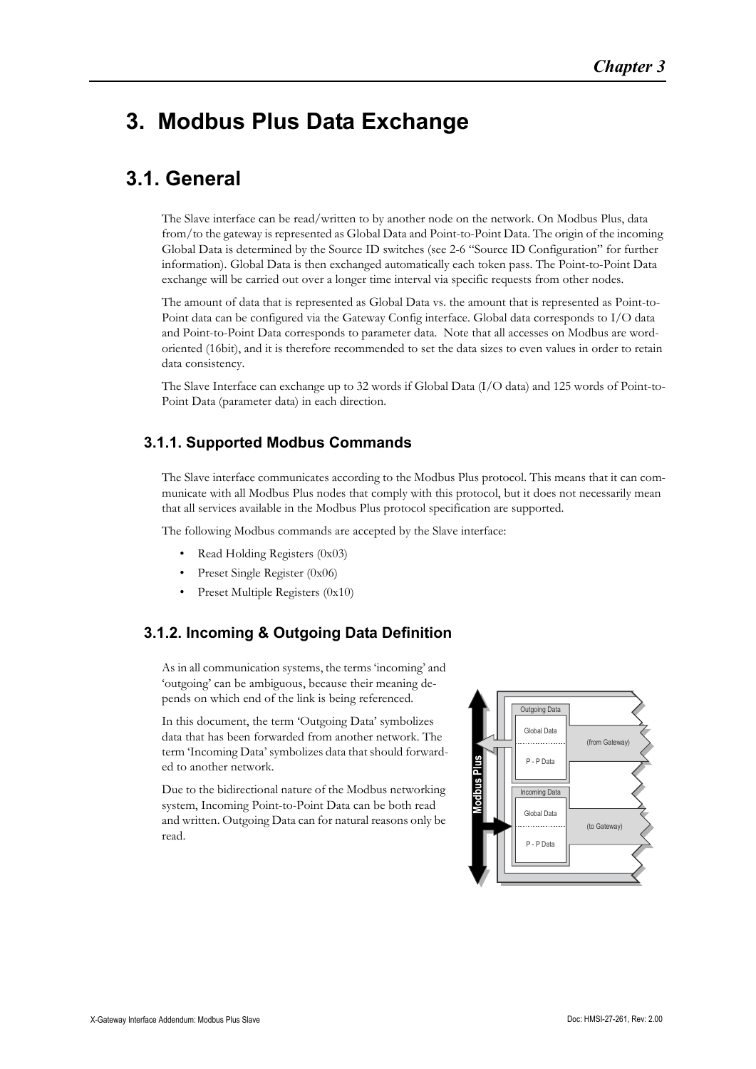# 3. Modbus Plus Data Exchange

## 3.1. General

The Slave interface can be read/written to by another node on the network. On Modbus Plus, data from/to the gateway is represented as Global Data and Point-to-Point Data. The origin of the incoming Global Data is determined by the Source ID switches (see 2-6 "Source ID Configuration" for further information). Global Data is then exchanged automatically each token pass. The Point-to-Point Data exchange will be carried out over a longer time interval via specific requests from other nodes.

The amount of data that is represented as Global Data vs. the amount that is represented as Point-to-Point data can be configured via the Gateway Config interface. Global data corresponds to I/O data and Point-to-Point Data corresponds to parameter data. Note that all accesses on Modbus are word-oriented (16bit), and it is therefore recommended to set the data sizes to even values in order to retain data consistency.

The Slave Interface can exchange up to 32 words if Global Data (I/O data) and 125 words of Point-to-Point Data (parameter data) in each direction.

### 3.1.1. Supported Modbus Commands

The Slave interface communicates according to the Modbus Plus protocol. This means that it can communicate with all Modbus Plus nodes that comply with this protocol, but it does not necessarily mean that all services available in the Modbus Plus protocol specification are supported.

The following Modbus commands are accepted by the Slave interface:

- Read Holding Registers (0x03)
- Preset Single Register (0x06)
- Preset Multiple Registers (0x10)

### 3.1.2. Incoming & Outgoing Data Definition

As in all communication systems, the terms 'incoming' and 'outgoing' can be ambiguous, because their meaning depends on which end of the link is being referenced.

In this document, the term 'Outgoing Data' symbolizes data that has been forwarded from another network. The term 'Incoming Data' symbolizes data that should forwarded to another network.

Due to the bidirectional nature of the Modbus networking system, Incoming Point-to-Point Data can be both read and written. Outgoing Data can for natural reasons only be read.

Modbus Plus

Outgoing Data: Global Data, P - P Data (from Gateway)

Incoming Data: Global Data, P - P Data (to Gateway)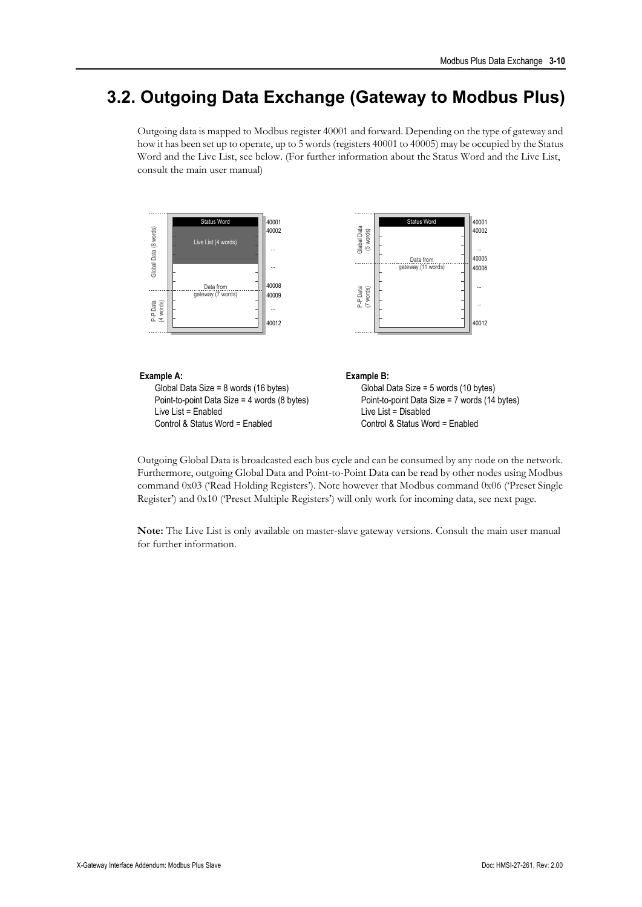## 3.2. Outgoing Data Exchange (Gateway to Modbus Plus)

Outgoing data is mapped to Modbus register 40001 and forward. Depending on the type of gateway and how it has been set up to operate, up to 5 words (registers 40001 to 40005) may be occupied by the Status Word and the Live List, see below. (For further information about the Status Word and the Live List, consult the main user manual)

**Example A:**

Global Data Size = 8 words (16 bytes)
Point-to-point Data Size = 4 words (8 bytes)
Live List = Enabled
Control & Status Word = Enabled

**Example B:**

Global Data Size = 5 words (10 bytes)
Point-to-point Data Size = 7 words (14 bytes)
Live List = Disabled
Control & Status Word = Enabled

Outgoing Global Data is broadcasted each bus cycle and can be consumed by any node on the network. Furthermore, outgoing Global Data and Point-to-Point Data can be read by other nodes using Modbus command 0x03 ('Read Holding Registers'). Note however that Modbus command 0x06 ('Preset Single Register') and 0x10 ('Preset Multiple Registers') will only work for incoming data, see next page.

**Note:** The Live List is only available on master-slave gateway versions. Consult the main user manual for further information.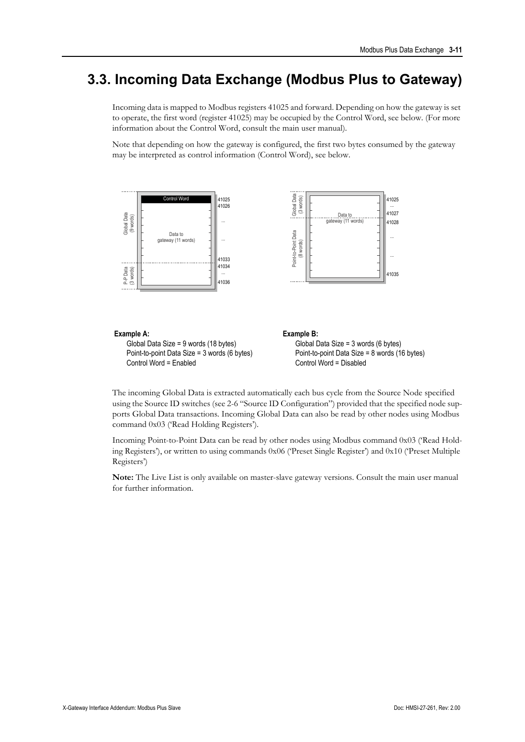// 3.3. Incoming Data Exchange (Modbus Plus to Gateway)

Incoming data is mapped to Modbus registers 41025 and forward. Depending on how the gateway is set to operate, the first word (register 41025) may be occupied by the Control Word, see below. (For more information about the Control Word, consult the main user manual).

Note that depending on how the gateway is configured, the first two bytes consumed by the gateway may be interpreted as control information (Control Word), see below.

**Example A:**

Global Data Size = 9 words (18 bytes)
Point-to-point Data Size = 3 words (6 bytes)
Control Word = Enabled

**Example B:**

Global Data Size = 3 words (6 bytes)
Point-to-point Data Size = 8 words (16 bytes)
Control Word = Disabled

The incoming Global Data is extracted automatically each bus cycle from the Source Node specified using the Source ID switches (see 2-6 "Source ID Configuration") provided that the specified node supports Global Data transactions. Incoming Global Data can also be read by other nodes using Modbus command 0x03 ('Read Holding Registers').

Incoming Point-to-Point Data can be read by other nodes using Modbus command 0x03 ('Read Holding Registers'), or written to using commands 0x06 ('Preset Single Register') and 0x10 ('Preset Multiple Registers')

**Note:** The Live List is only available on master-slave gateway versions. Consult the main user manual for further information.

# 3.3. Incoming Data Exchange (Modbus Plus to Gateway)

Incoming data is mapped to Modbus registers 41025 and forward. Depending on how the gateway is set to operate, the first word (register 41025) may be occupied by the Control Word, see below. (For more information about the Control Word, consult the main user manual).

Note that depending on how the gateway is configured, the first two bytes consumed by the gateway may be interpreted as control information (Control Word), see below.

**Example A:**

Global Data Size = 9 words (18 bytes)
Point-to-point Data Size = 3 words (6 bytes)
Control Word = Enabled

**Example B:**

Global Data Size = 3 words (6 bytes)
Point-to-point Data Size = 8 words (16 bytes)
Control Word = Disabled

The incoming Global Data is extracted automatically each bus cycle from the Source Node specified using the Source ID switches (see 2-6 "Source ID Configuration") provided that the specified node supports Global Data transactions. Incoming Global Data can also be read by other nodes using Modbus command 0x03 ('Read Holding Registers').

Incoming Point-to-Point Data can be read by other nodes using Modbus command 0x03 ('Read Holding Registers'), or written to using commands 0x06 ('Preset Single Register') and 0x10 ('Preset Multiple Registers')

**Note:** The Live List is only available on master-slave gateway versions. Consult the main user manual for further information.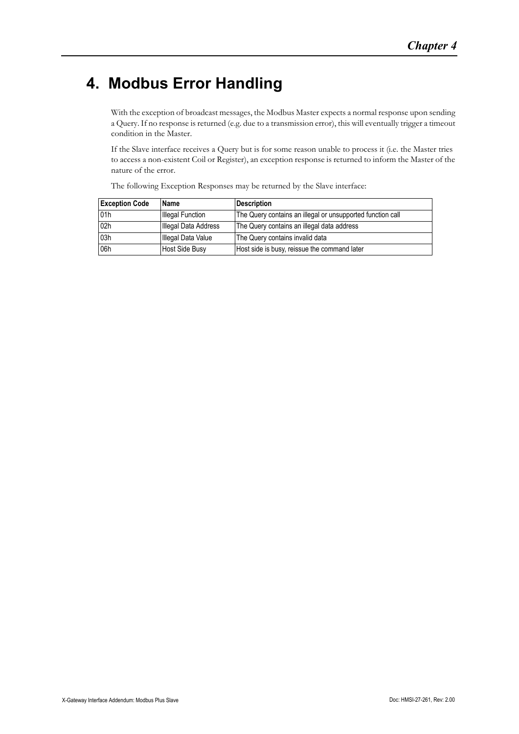# 4. Modbus Error Handling

With the exception of broadcast messages, the Modbus Master expects a normal response upon sending a Query. If no response is returned (e.g. due to a transmission error), this will eventually trigger a timeout condition in the Master.

If the Slave interface receives a Query but is for some reason unable to process it (i.e. the Master tries to access a non-existent Coil or Register), an exception response is returned to inform the Master of the nature of the error.

The following Exception Responses may be returned by the Slave interface:

| Exception Code | Name | Description |
|---|---|---|
| 01h | Illegal Function | The Query contains an illegal or unsupported function call |
| 02h | Illegal Data Address | The Query contains an illegal data address |
| 03h | Illegal Data Value | The Query contains invalid data |
| 06h | Host Side Busy | Host side is busy, reissue the command later |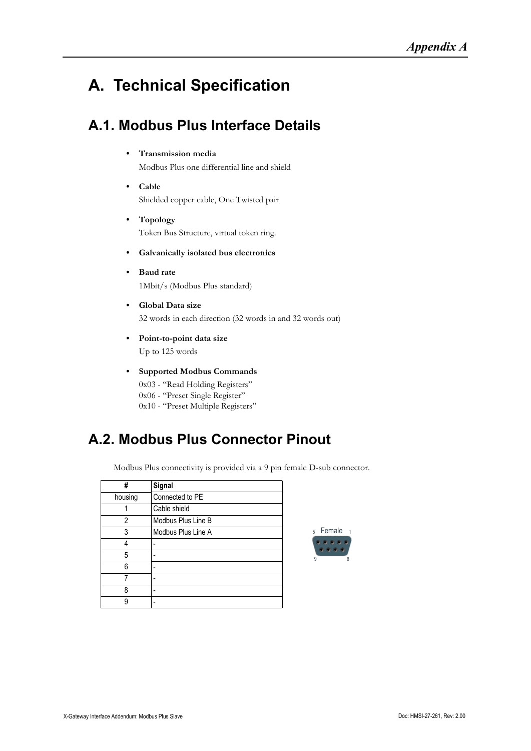# A. Technical Specification

## A.1. Modbus Plus Interface Details

- **Transmission media**
  Modbus Plus one differential line and shield
- **Cable**
  Shielded copper cable, One Twisted pair
- **Topology**
  Token Bus Structure, virtual token ring.
- **Galvanically isolated bus electronics**
- **Baud rate**
  1Mbit/s (Modbus Plus standard)
- **Global Data size**
  32 words in each direction (32 words in and 32 words out)
- **Point-to-point data size**
  Up to 125 words
- **Supported Modbus Commands**
  0x03 - "Read Holding Registers"
  0x06 - "Preset Single Register"
  0x10 - "Preset Multiple Registers"

## A.2. Modbus Plus Connector Pinout

Modbus Plus connectivity is provided via a 9 pin female D-sub connector.

| # | Signal |
|---|---|
| housing | Connected to PE |
| 1 | Cable shield |
| 2 | Modbus Plus Line B |
| 3 | Modbus Plus Line A |
| 4 | - |
| 5 | - |
| 6 | - |
| 7 | - |
| 8 | - |
| 9 | - |

5 Female 1
9 6